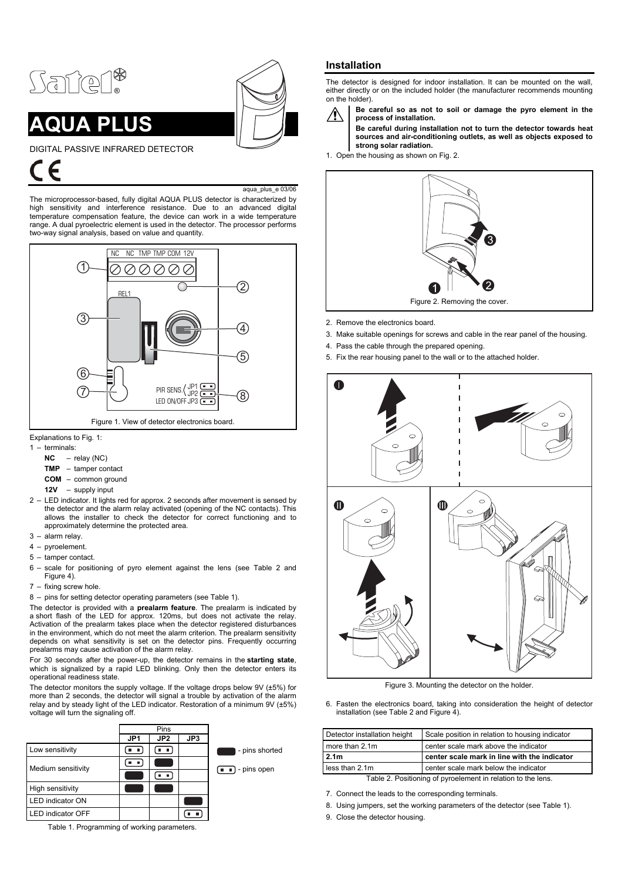# AQUA PLUS

DIGITAL PASSIVE INFRARED DETECTOR

aqua_plus_e 03/06

The microprocessor-based, fully digital AQUA PLUS detector is characterized by high sensitivity and interference resistance. Due to an advanced digital temperature compensation feature, the device can work in a wide temperature range. A dual pyroelectric element is used in the detector. The processor performs two-way signal analysis, based on value and quantity.

Figure 1. View of detector electronics board.

Explanations to Fig. 1:

1 – terminals:
- **NC** – relay (NC)
- **TMP** – tamper contact
- **COM** – common ground
- **12V** – supply input

2 – LED indicator. It lights red for approx. 2 seconds after movement is sensed by the detector and the alarm relay activated (opening of the NC contacts). This allows the installer to check the detector for correct functioning and to approximately determine the protected area.

3 – alarm relay.

4 – pyroelement.

5 – tamper contact.

6 – scale for positioning of pyro element against the lens (see Table 2 and Figure 4).

7 – fixing screw hole.

8 – pins for setting detector operating parameters (see Table 1).

The detector is provided with a **prealarm feature**. The prealarm is indicated by a short flash of the LED for approx. 120ms, but does not activate the relay. Activation of the prealarm takes place when the detector registered disturbances in the environment, which do not meet the alarm criterion. The prealarm sensitivity depends on what sensitivity is set on the detector pins. Frequently occurring prealarms may cause activation of the alarm relay.

For 30 seconds after the power-up, the detector remains in the **starting state**, which is signalized by a rapid LED blinking. Only then the detector enters its operational readiness state.

The detector monitors the supply voltage. If the voltage drops below 9V (±5%) for more than 2 seconds, the detector will signal a trouble by activation of the alarm relay and by steady light of the LED indicator. Restoration of a minimum 9V (±5%) voltage will turn the signaling off.

| | Pins | | |
|---|---|---|---|
| | JP1 | JP2 | JP3 |
| Low sensitivity | open | open | |
| Medium sensitivity | open | shorted | |
| | shorted | open | |
| High sensitivity | shorted | shorted | |
| LED indicator ON | | | shorted |
| LED indicator OFF | | | open |

Table 1. Programming of working parameters.

## Installation

The detector is designed for indoor installation. It can be mounted on the wall, either directly or on the included holder (the manufacturer recommends mounting on the holder).

**Be careful so as not to soil or damage the pyro element in the process of installation.**

**Be careful during installation not to turn the detector towards heat sources and air-conditioning outlets, as well as objects exposed to strong solar radiation.**

1. Open the housing as shown on Fig. 2.

Figure 2. Removing the cover.

2. Remove the electronics board.
3. Make suitable openings for screws and cable in the rear panel of the housing.
4. Pass the cable through the prepared opening.
5. Fix the rear housing panel to the wall or to the attached holder.

Figure 3. Mounting the detector on the holder.

6. Fasten the electronics board, taking into consideration the height of detector installation (see Table 2 and Figure 4).

| Detector installation height | Scale position in relation to housing indicator |
|---|---|
| more than 2.1m | center scale mark above the indicator |
| **2.1m** | **center scale mark in line with the indicator** |
| less than 2.1m | center scale mark below the indicator |

Table 2. Positioning of pyroelement in relation to the lens.

7. Connect the leads to the corresponding terminals.
8. Using jumpers, set the working parameters of the detector (see Table 1).
9. Close the detector housing.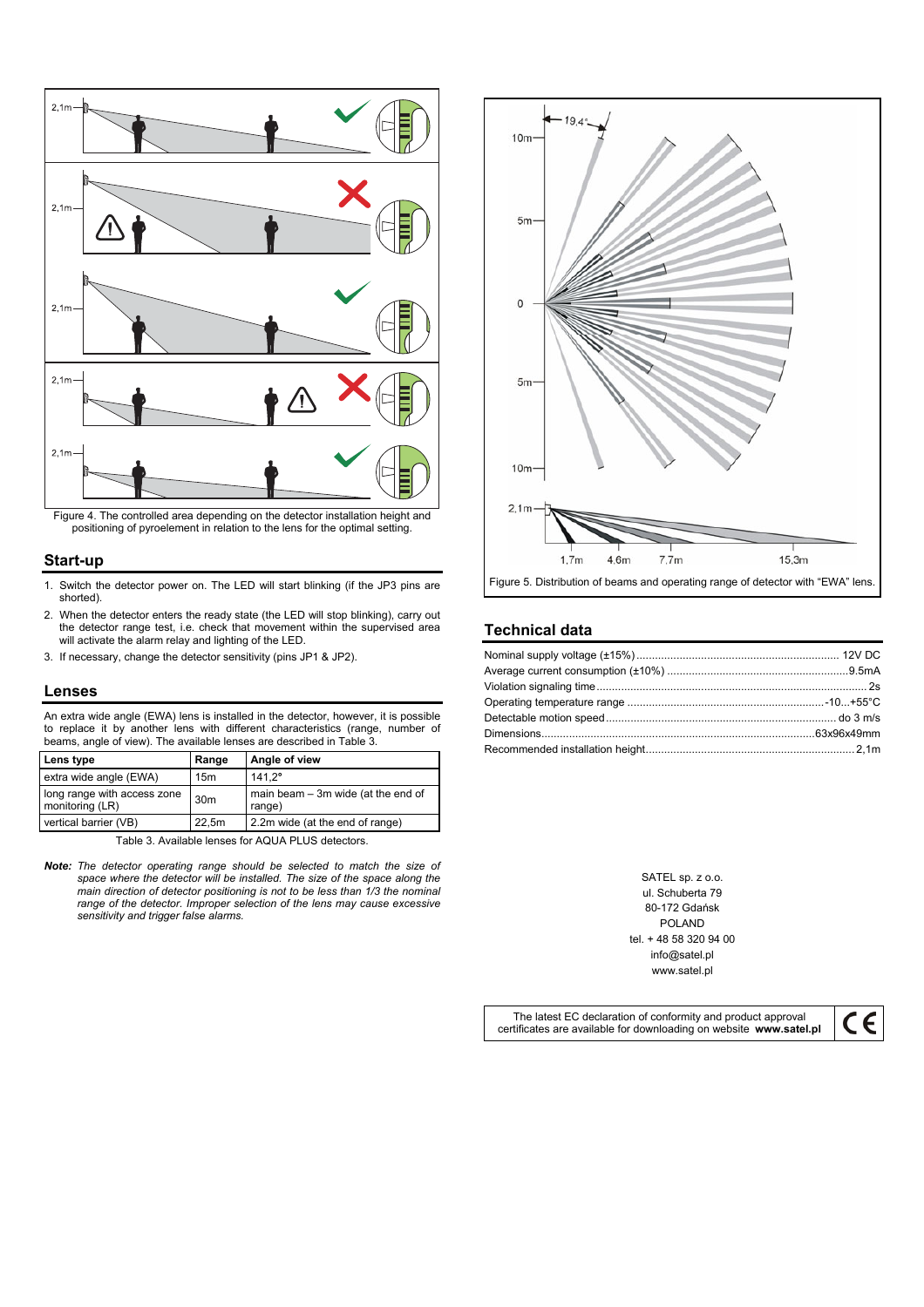2,1m

2,1m

2,1m

2,1m

2,1m

Figure 4. The controlled area depending on the detector installation height and positioning of pyroelement in relation to the lens for the optimal setting.

## Start-up

1. Switch the detector power on. The LED will start blinking (if the JP3 pins are shorted).
2. When the detector enters the ready state (the LED will stop blinking), carry out the detector range test, i.e. check that movement within the supervised area will activate the alarm relay and lighting of the LED.
3. If necessary, change the detector sensitivity (pins JP1 & JP2).

## Lenses

An extra wide angle (EWA) lens is installed in the detector, however, it is possible to replace it by another lens with different characteristics (range, number of beams, angle of view). The available lenses are described in Table 3.

| Lens type | Range | Angle of view |
|---|---|---|
| extra wide angle (EWA) | 15m | 141,2° |
| long range with access zone monitoring (LR) | 30m | main beam – 3m wide (at the end of range) |
| vertical barrier (VB) | 22,5m | 2.2m wide (at the end of range) |

Table 3. Available lenses for AQUA PLUS detectors.

***Note:*** *The detector operating range should be selected to match the size of space where the detector will be installed. The size of the space along the main direction of detector positioning is not to be less than 1/3 the nominal range of the detector. Improper selection of the lens of the detector may cause excessive sensitivity and trigger false alarms.*

19,4°

10m

5m

0

5m

10m

2,1m

1,7m 4,6m 7,7m 15,3m

Figure 5. Distribution of beams and operating range of detector with "EWA" lens.

## Technical data

Nominal supply voltage (±15%) .................. 12V DC
Average current consumption (±10%) .................. 9.5mA
Violation signaling time .................. 2s
Operating temperature range .................. -10...+55°C
Detectable motion speed .................. do 3 m/s
Dimensions .................. 63x96x49mm
Recommended installation height .................. 2,1m

SATEL sp. z o.o.
ul. Schuberta 79
80-172 Gdańsk
POLAND
tel. + 48 58 320 94 00
info@satel.pl
www.satel.pl

The latest EC declaration of conformity and product approval certificates are available for downloading on website **www.satel.pl**